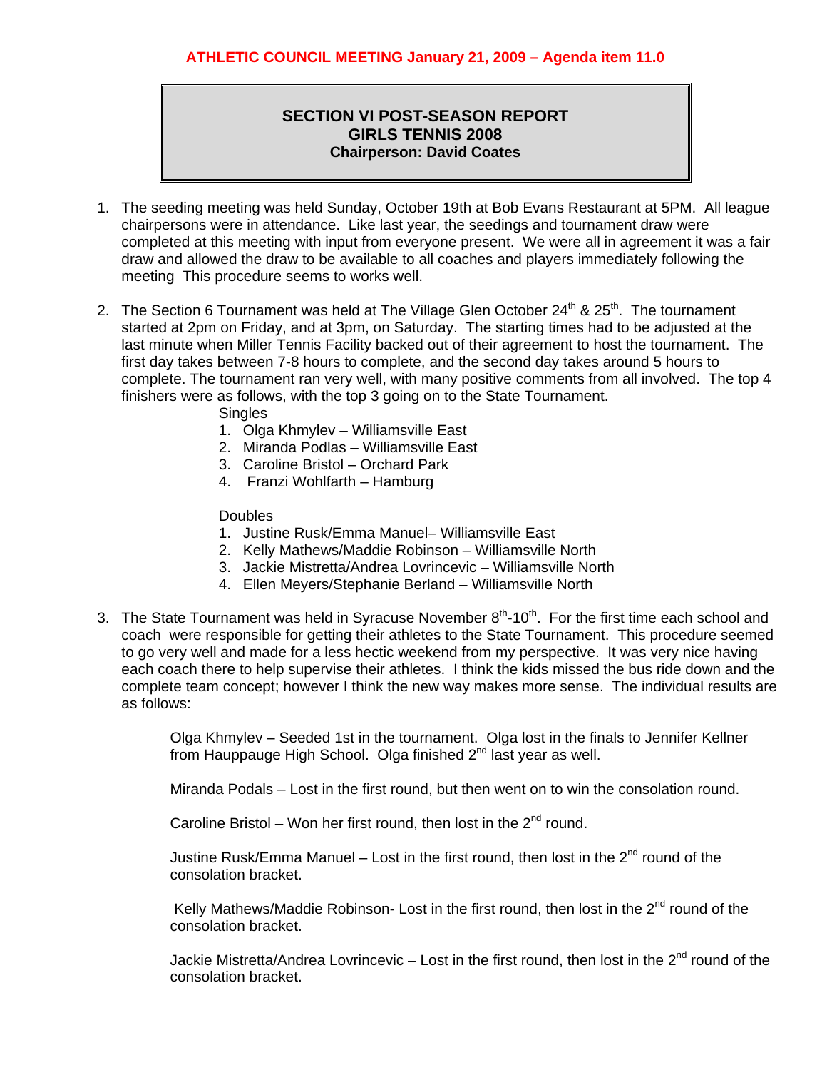**ATHLETIC COUNCIL MEETING January 21, 2009 – Agenda item 11.0**

# SECTION VI POST-SEASON REPORT
## GIRLS TENNIS 2008
### Chairperson: David Coates

1. The seeding meeting was held Sunday, October 19th at Bob Evans Restaurant at 5PM. All league chairpersons were in attendance. Like last year, the seedings and tournament draw were completed at this meeting with input from everyone present. We were all in agreement it was a fair draw and allowed the draw to be available to all coaches and players immediately following the meeting This procedure seems to works well.

2. The Section 6 Tournament was held at The Village Glen October 24th & 25th. The tournament started at 2pm on Friday, and at 3pm, on Saturday. The starting times had to be adjusted at the last minute when Miller Tennis Facility backed out of their agreement to host the tournament. The first day takes between 7-8 hours to complete, and the second day takes around 5 hours to complete. The tournament ran very well, with many positive comments from all involved. The top 4 finishers were as follows, with the top 3 going on to the State Tournament.

   Singles
   1. Olga Khmylev – Williamsville East
   2. Miranda Podlas – Williamsville East
   3. Caroline Bristol – Orchard Park
   4. Franzi Wohlfarth – Hamburg

   Doubles
   1. Justine Rusk/Emma Manuel– Williamsville East
   2. Kelly Mathews/Maddie Robinson – Williamsville North
   3. Jackie Mistretta/Andrea Lovrincevic – Williamsville North
   4. Ellen Meyers/Stephanie Berland – Williamsville North

3. The State Tournament was held in Syracuse November 8th-10th. For the first time each school and coach were responsible for getting their athletes to the State Tournament. This procedure seemed to go very well and made for a less hectic weekend from my perspective. It was very nice having each coach there to help supervise their athletes. I think the kids missed the bus ride down and the complete team concept; however I think the new way makes more sense. The individual results are as follows:

   Olga Khmylev – Seeded 1st in the tournament. Olga lost in the finals to Jennifer Kellner from Hauppauge High School. Olga finished 2nd last year as well.

   Miranda Podals – Lost in the first round, but then went on to win the consolation round.

   Caroline Bristol – Won her first round, then lost in the 2nd round.

   Justine Rusk/Emma Manuel – Lost in the first round, then lost in the 2nd round of the consolation bracket.

   Kelly Mathews/Maddie Robinson- Lost in the first round, then lost in the 2nd round of the consolation bracket.

   Jackie Mistretta/Andrea Lovrincevic – Lost in the first round, then lost in the 2nd round of the consolation bracket.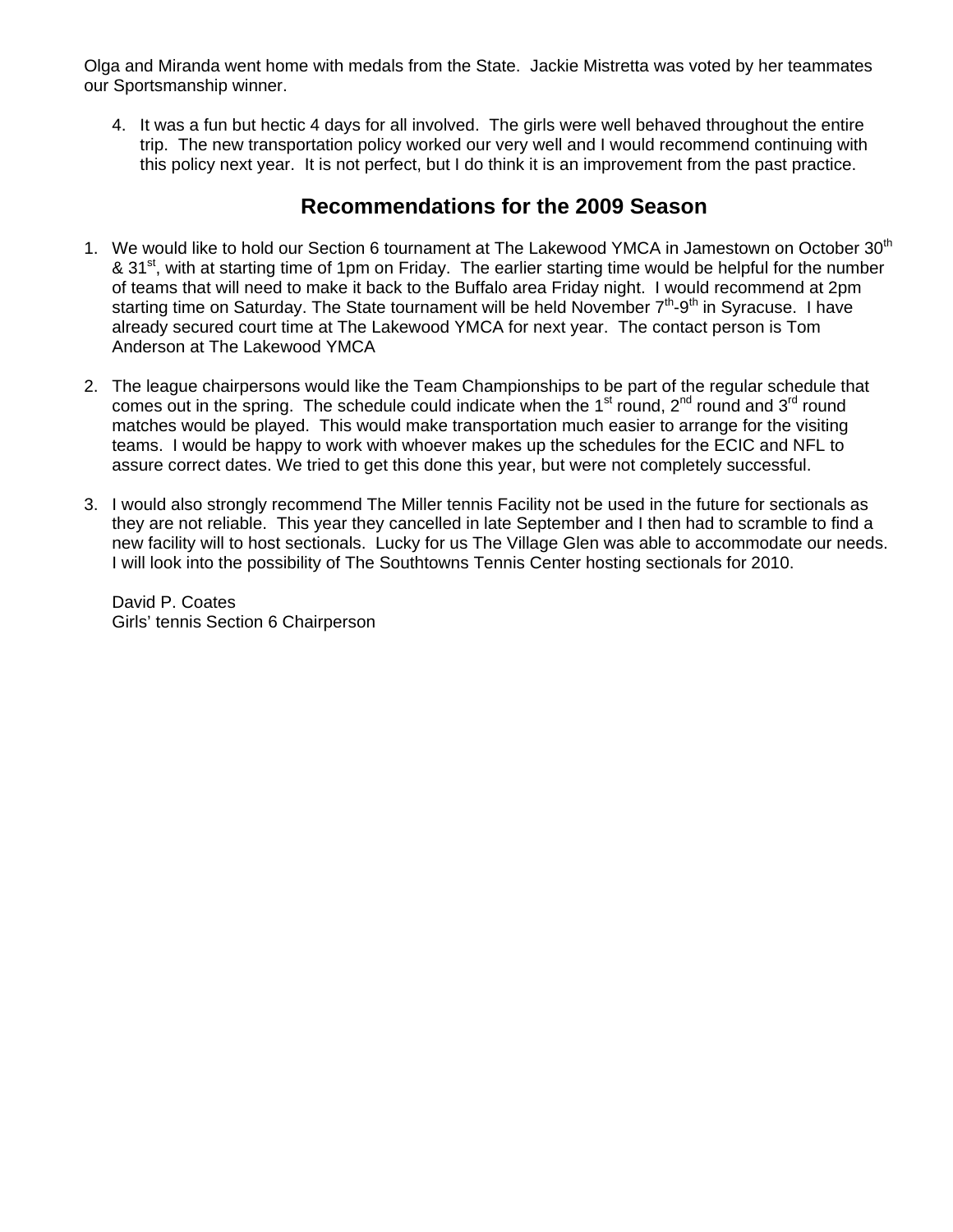Olga and Miranda went home with medals from the State. Jackie Mistretta was voted by her teammates our Sportsmanship winner.

4. It was a fun but hectic 4 days for all involved. The girls were well behaved throughout the entire trip. The new transportation policy worked our very well and I would recommend continuing with this policy next year. It is not perfect, but I do think it is an improvement from the past practice.

## Recommendations for the 2009 Season

1. We would like to hold our Section 6 tournament at The Lakewood YMCA in Jamestown on October 30th & 31st, with at starting time of 1pm on Friday. The earlier starting time would be helpful for the number of teams that will need to make it back to the Buffalo area Friday night. I would recommend at 2pm starting time on Saturday. The State tournament will be held November 7th-9th in Syracuse. I have already secured court time at The Lakewood YMCA for next year. The contact person is Tom Anderson at The Lakewood YMCA

2. The league chairpersons would like the Team Championships to be part of the regular schedule that comes out in the spring. The schedule could indicate when the 1st round, 2nd round and 3rd round matches would be played. This would make transportation much easier to arrange for the visiting teams. I would be happy to work with whoever makes up the schedules for the ECIC and NFL to assure correct dates. We tried to get this done this year, but were not completely successful.

3. I would also strongly recommend The Miller tennis Facility not be used in the future for sectionals as they are not reliable. This year they cancelled in late September and I then had to scramble to find a new facility will to host sectionals. Lucky for us The Village Glen was able to accommodate our needs. I will look into the possibility of The Southtowns Tennis Center hosting sectionals for 2010.

David P. Coates
Girls' tennis Section 6 Chairperson